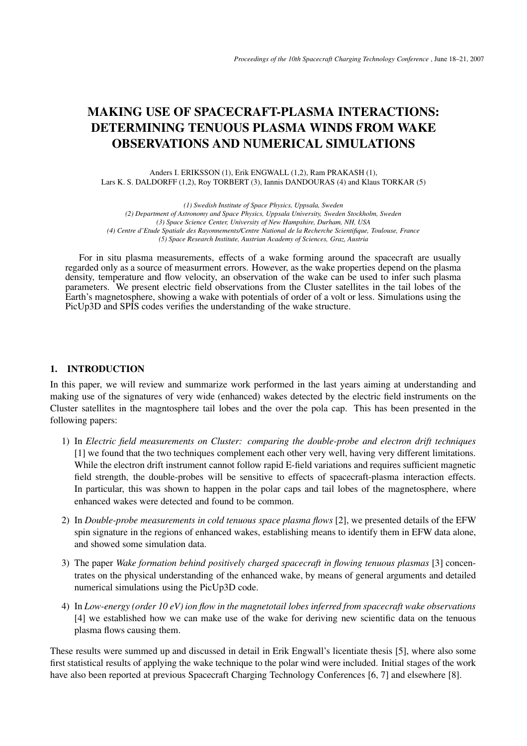# MAKING USE OF SPACECRAFT-PLASMA INTERACTIONS: DETERMINING TENUOUS PLASMA WINDS FROM WAKE OBSERVATIONS AND NUMERICAL SIMULATIONS

Anders I. ERIKSSON (1), Erik ENGWALL (1,2), Ram PRAKASH (1), Lars K. S. DALDORFF (1,2), Roy TORBERT (3), Iannis DANDOURAS (4) and Klaus TORKAR (5)

*(1) Swedish Institute of Space Physics, Uppsala, Sweden*
*(2) Department of Astronomy and Space Physics, Uppsala University, Sweden Stockholm, Sweden*
*(3) Space Science Center, University of New Hampshire, Durham, NH, USA*
*(4) Centre d'Etude Spatiale des Rayonnements/Centre National de la Recherche Scientifique, Toulouse, France*
*(5) Space Research Institute, Austrian Academy of Sciences, Graz, Austria*

For in situ plasma measurements, effects of a wake forming around the spacecraft are usually regarded only as a source of measurment errors. However, as the wake properties depend on the plasma density, temperature and flow velocity, an observation of the wake can be used to infer such plasma parameters. We present electric field observations from the Cluster satellites in the tail lobes of the Earth's magnetosphere, showing a wake with potentials of order of a volt or less. Simulations using the PicUp3D and SPIS codes verifies the understanding of the wake structure.

## 1. INTRODUCTION

In this paper, we will review and summarize work performed in the last years aiming at understanding and making use of the signatures of very wide (enhanced) wakes detected by the electric field instruments on the Cluster satellites in the magntosphere tail lobes and the over the pola cap. This has been presented in the following papers:

1) In *Electric field measurements on Cluster: comparing the double-probe and electron drift techniques* [1] we found that the two techniques complement each other very well, having very different limitations. While the electron drift instrument cannot follow rapid E-field variations and requires sufficient magnetic field strength, the double-probes will be sensitive to effects of spacecraft-plasma interaction effects. In particular, this was shown to happen in the polar caps and tail lobes of the magnetosphere, where enhanced wakes were detected and found to be common.

2) In *Double-probe measurements in cold tenuous space plasma flows* [2], we presented details of the EFW spin signature in the regions of enhanced wakes, establishing means to identify them in EFW data alone, and showed some simulation data.

3) The paper *Wake formation behind positively charged spacecraft in flowing tenuous plasmas* [3] concentrates on the physical understanding of the enhanced wake, by means of general arguments and detailed numerical simulations using the PicUp3D code.

4) In *Low-energy (order 10 eV) ion flow in the magnetotail lobes inferred from spacecraft wake observations* [4] we established how we can make use of the wake for deriving new scientific data on the tenuous plasma flows causing them.

These results were summed up and discussed in detail in Erik Engwall's licentiate thesis [5], where also some first statistical results of applying the wake technique to the polar wind were included. Initial stages of the work have also been reported at previous Spacecraft Charging Technology Conferences [6, 7] and elsewhere [8].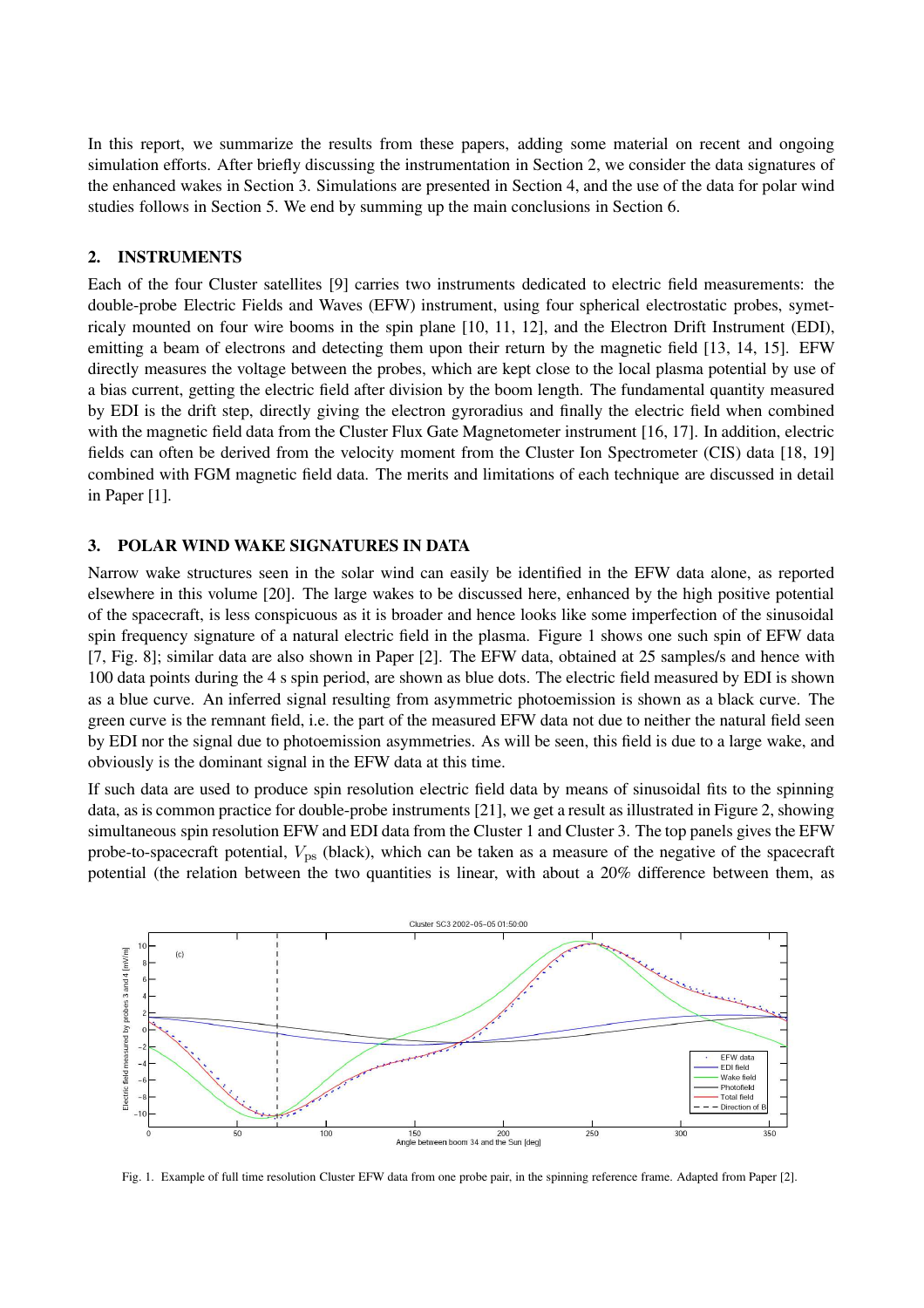In this report, we summarize the results from these papers, adding some material on recent and ongoing simulation efforts. After briefly discussing the instrumentation in Section 2, we consider the data signatures of the enhanced wakes in Section 3. Simulations are presented in Section 4, and the use of the data for polar wind studies follows in Section 5. We end by summing up the main conclusions in Section 6.

## 2. INSTRUMENTS

Each of the four Cluster satellites [9] carries two instruments dedicated to electric field measurements: the double-probe Electric Fields and Waves (EFW) instrument, using four spherical electrostatic probes, symetricaly mounted on four wire booms in the spin plane [10, 11, 12], and the Electron Drift Instrument (EDI), emitting a beam of electrons and detecting them upon their return by the magnetic field [13, 14, 15]. EFW directly measures the voltage between the probes, which are kept close to the local plasma potential by use of a bias current, getting the electric field after division by the boom length. The fundamental quantity measured by EDI is the drift step, directly giving the electron gyroradius and finally the electric field when combined with the magnetic field data from the Cluster Flux Gate Magnetometer instrument [16, 17]. In addition, electric fields can often be derived from the velocity moment from the Cluster Ion Spectrometer (CIS) data [18, 19] combined with FGM magnetic field data. The merits and limitations of each technique are discussed in detail in Paper [1].

## 3. POLAR WIND WAKE SIGNATURES IN DATA

Narrow wake structures seen in the solar wind can easily be identified in the EFW data alone, as reported elsewhere in this volume [20]. The large wakes to be discussed here, enhanced by the high positive potential of the spacecraft, is less conspicuous as it is broader and hence looks like some imperfection of the sinusoidal spin frequency signature of a natural electric field in the plasma. Figure 1 shows one such spin of EFW data [7, Fig. 8]; similar data are also shown in Paper [2]. The EFW data, obtained at 25 samples/s and hence with 100 data points during the 4 s spin period, are shown as blue dots. The electric field measured by EDI is shown as a blue curve. An inferred signal resulting from asymmetric photoemission is shown as a black curve. The green curve is the remnant field, i.e. the part of the measured EFW data not due to neither the natural field seen by EDI nor the signal due to photoemission asymmetries. As will be seen, this field is due to a large wake, and obviously is the dominant signal in the EFW data at this time.

If such data are used to produce spin resolution electric field data by means of sinusoidal fits to the spinning data, as is common practice for double-probe instruments [21], we get a result as illustrated in Figure 2, showing simultaneous spin resolution EFW and EDI data from the Cluster 1 and Cluster 3. The top panels gives the EFW probe-to-spacecraft potential, $V_{\mathrm{ps}}$ (black), which can be taken as a measure of the negative of the spacecraft potential (the relation between the two quantities is linear, with about a 20% difference between them, as

Fig. 1. Example of full time resolution Cluster EFW data from one probe pair, in the spinning reference frame. Adapted from Paper [2].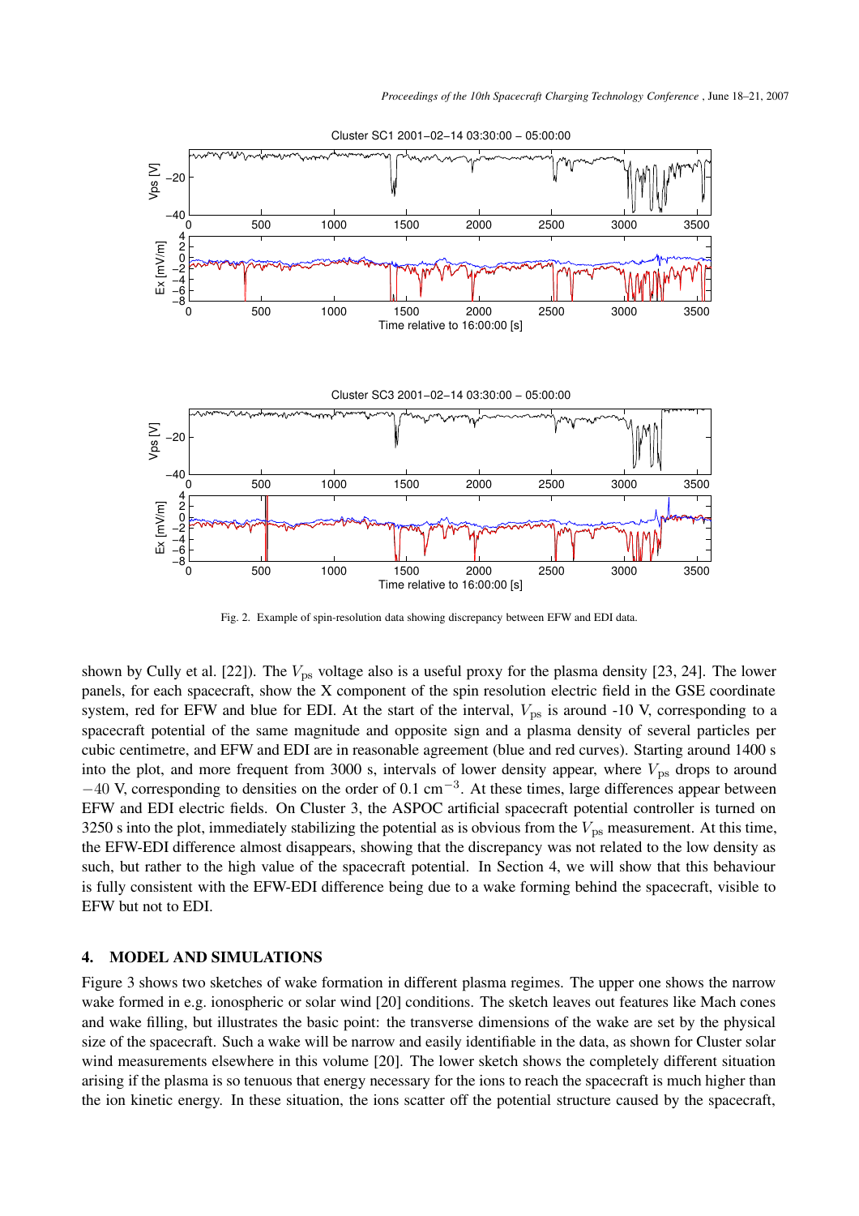Fig. 2. Example of spin-resolution data showing discrepancy between EFW and EDI data.

shown by Cully et al. [22]). The $V_{\rm ps}$ voltage also is a useful proxy for the plasma density [23, 24]. The lower panels, for each spacecraft, show the X component of the spin resolution electric field in the GSE coordinate system, red for EFW and blue for EDI. At the start of the interval, $V_{\rm ps}$ is around -10 V, corresponding to a spacecraft potential of the same magnitude and opposite sign and a plasma density of several particles per cubic centimetre, and EFW and EDI are in reasonable agreement (blue and red curves). Starting around 1400 s into the plot, and more frequent from 3000 s, intervals of lower density appear, where $V_{\rm ps}$ drops to around $-40$ V, corresponding to densities on the order of 0.1 cm$^{-3}$. At these times, large differences appear between EFW and EDI electric fields. On Cluster 3, the ASPOC artificial spacecraft potential controller is turned on 3250 s into the plot, immediately stabilizing the potential as is obvious from the $V_{\rm ps}$ measurement. At this time, the EFW-EDI difference almost disappears, showing that the discrepancy was not related to the low density as such, but rather to the high value of the spacecraft potential. In Section 4, we will show that this behaviour is fully consistent with the EFW-EDI difference being due to a wake forming behind the spacecraft, visible to EFW but not to EDI.

## 4. MODEL AND SIMULATIONS

Figure 3 shows two sketches of wake formation in different plasma regimes. The upper one shows the narrow wake formed in e.g. ionospheric or solar wind [20] conditions. The sketch leaves out features like Mach cones and wake filling, but illustrates the basic point: the transverse dimensions of the wake are set by the physical size of the spacecraft. Such a wake will be narrow and easily identifiable in the data, as shown for Cluster solar wind measurements elsewhere in this volume [20]. The lower sketch shows the completely different situation arising if the plasma is so tenuous that energy necessary for the ions to reach the spacecraft is much higher than the ion kinetic energy. In these situation, the ions scatter off the potential structure caused by the spacecraft,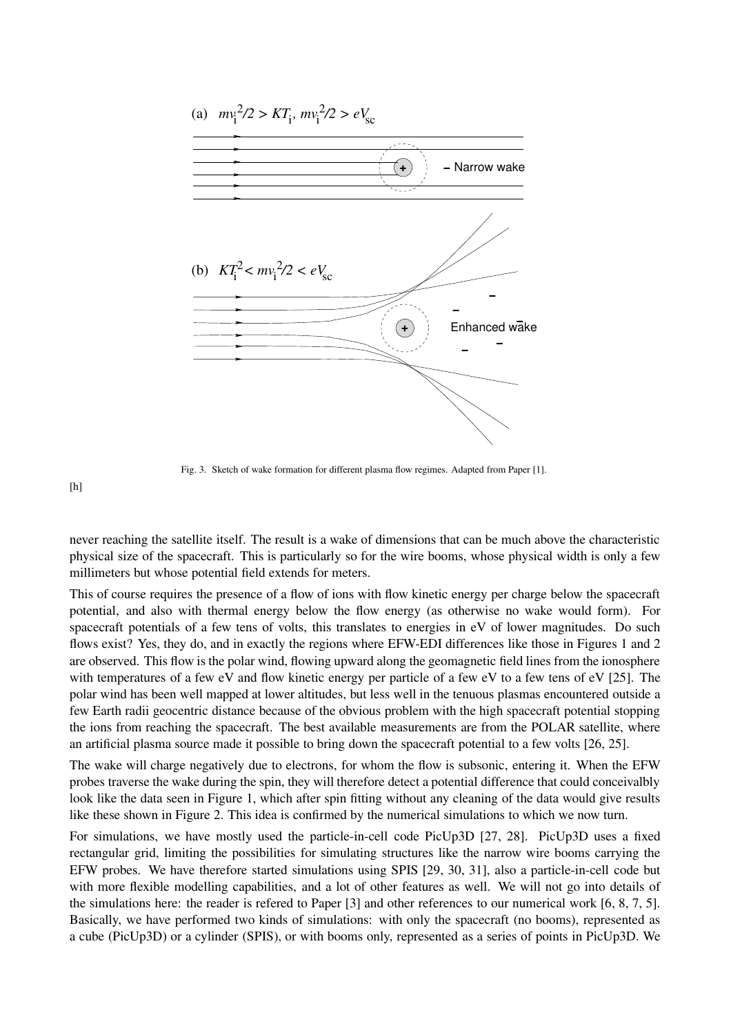Fig. 3. Sketch of wake formation for different plasma flow regimes. Adapted from Paper [1].

[h]

never reaching the satellite itself. The result is a wake of dimensions that can be much above the characteristic physical size of the spacecraft. This is particularly so for the wire booms, whose physical width is only a few millimeters but whose potential field extends for meters.

This of course requires the presence of a flow of ions with flow kinetic energy per charge below the spacecraft potential, and also with thermal energy below the flow energy (as otherwise no wake would form). For spacecraft potentials of a few tens of volts, this translates to energies in eV of lower magnitudes. Do such flows exist? Yes, they do, and in exactly the regions where EFW-EDI differences like those in Figures 1 and 2 are observed. This flow is the polar wind, flowing upward along the geomagnetic field lines from the ionosphere with temperatures of a few eV and flow kinetic energy per particle of a few eV to a few tens of eV [25]. The polar wind has been well mapped at lower altitudes, but less well in the tenuous plasmas encountered outside a few Earth radii geocentric distance because of the obvious problem with the high spacecraft potential stopping the ions from reaching the spacecraft. The best available measurements are from the POLAR satellite, where an artificial plasma source made it possible to bring down the spacecraft potential to a few volts [26, 25].

The wake will charge negatively due to electrons, for whom the flow is subsonic, entering it. When the EFW probes traverse the wake during the spin, they will therefore detect a potential difference that could conceivalbly look like the data seen in Figure 1, which after spin fitting without any cleaning of the data would give results like these shown in Figure 2. This idea is confirmed by the numerical simulations to which we now turn.

For simulations, we have mostly used the particle-in-cell code PicUp3D [27, 28]. PicUp3D uses a fixed rectangular grid, limiting the possibilities for simulating structures like the narrow wire booms carrying the EFW probes. We have therefore started simulations using SPIS [29, 30, 31], also a particle-in-cell code but with more flexible modelling capabilities, and a lot of other features as well. We will not go into details of the simulations here: the reader is refered to Paper [3] and other references to our numerical work [6, 8, 7, 5]. Basically, we have performed two kinds of simulations: with only the spacecraft (no booms), represented as a cube (PicUp3D) or a cylinder (SPIS), or with booms only, represented as a series of points in PicUp3D. We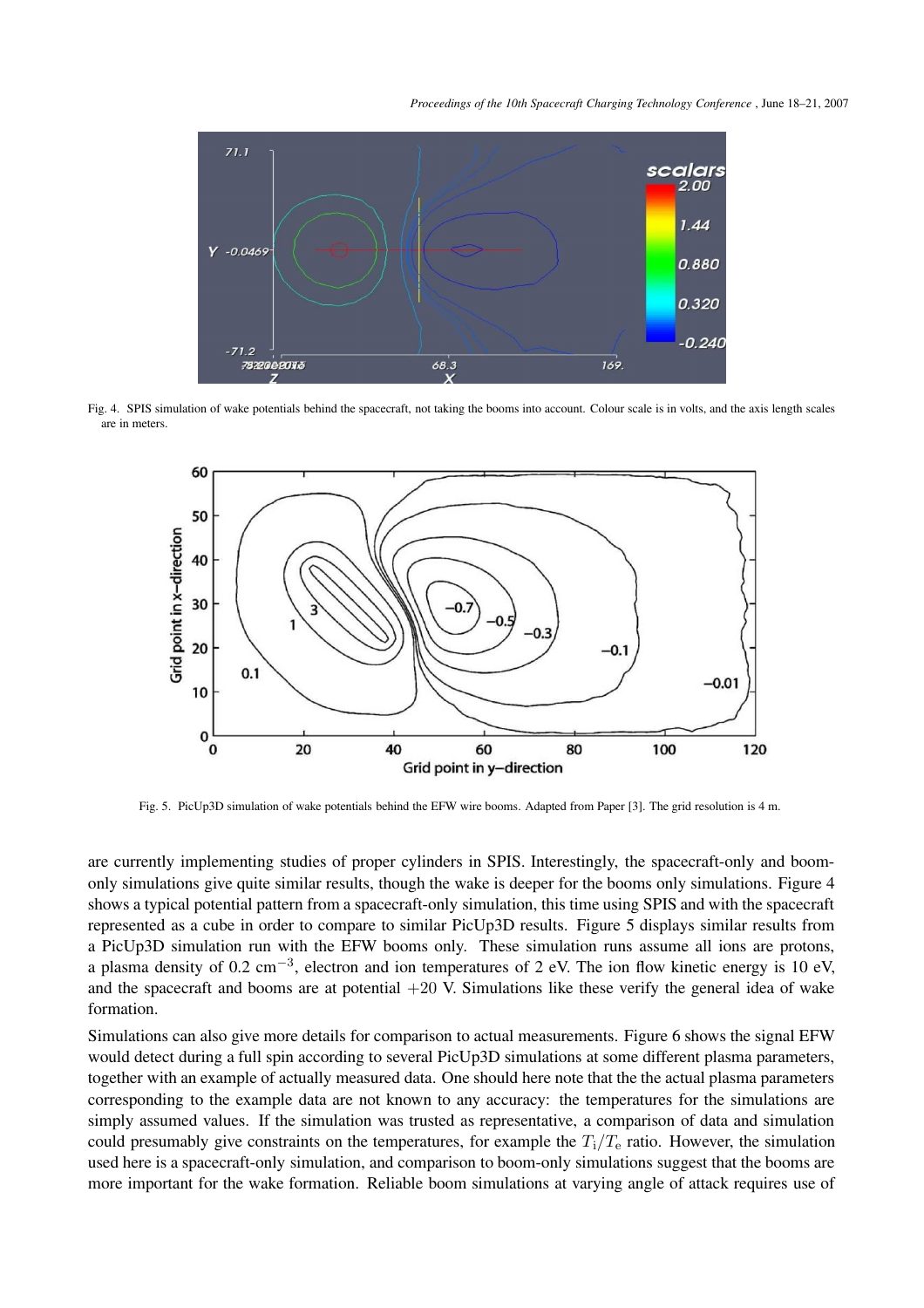Fig. 4. SPIS simulation of wake potentials behind the spacecraft, not taking the booms into account. Colour scale is in volts, and the axis length scales are in meters.

Fig. 5. PicUp3D simulation of wake potentials behind the EFW wire booms. Adapted from Paper [3]. The grid resolution is 4 m.

are currently implementing studies of proper cylinders in SPIS. Interestingly, the spacecraft-only and boom-only simulations give quite similar results, though the wake is deeper for the booms only simulations. Figure 4 shows a typical potential pattern from a spacecraft-only simulation, this time using SPIS and with the spacecraft represented as a cube in order to compare to similar PicUp3D results. Figure 5 displays similar results from a PicUp3D simulation run with the EFW booms only. These simulation runs assume all ions are protons, a plasma density of 0.2 $\text{cm}^{-3}$, electron and ion temperatures of 2 eV. The ion flow kinetic energy is 10 eV, and the spacecraft and booms are at potential $+20$ V. Simulations like these verify the general idea of wake formation.

Simulations can also give more details for comparison to actual measurements. Figure 6 shows the signal EFW would detect during a full spin according to several PicUp3D simulations at some different plasma parameters, together with an example of actually measured data. One should here note that the the actual plasma parameters corresponding to the example data are not known to any accuracy: the temperatures for the simulations are simply assumed values. If the simulation was trusted as representative, a comparison of data and simulation could presumably give constraints on the temperatures, for example the $T_\text{i}/T_\text{e}$ ratio. However, the simulation used here is a spacecraft-only simulation, and comparison to boom-only simulations suggest that the booms are more important for the wake formation. Reliable boom simulations at varying angle of attack requires use of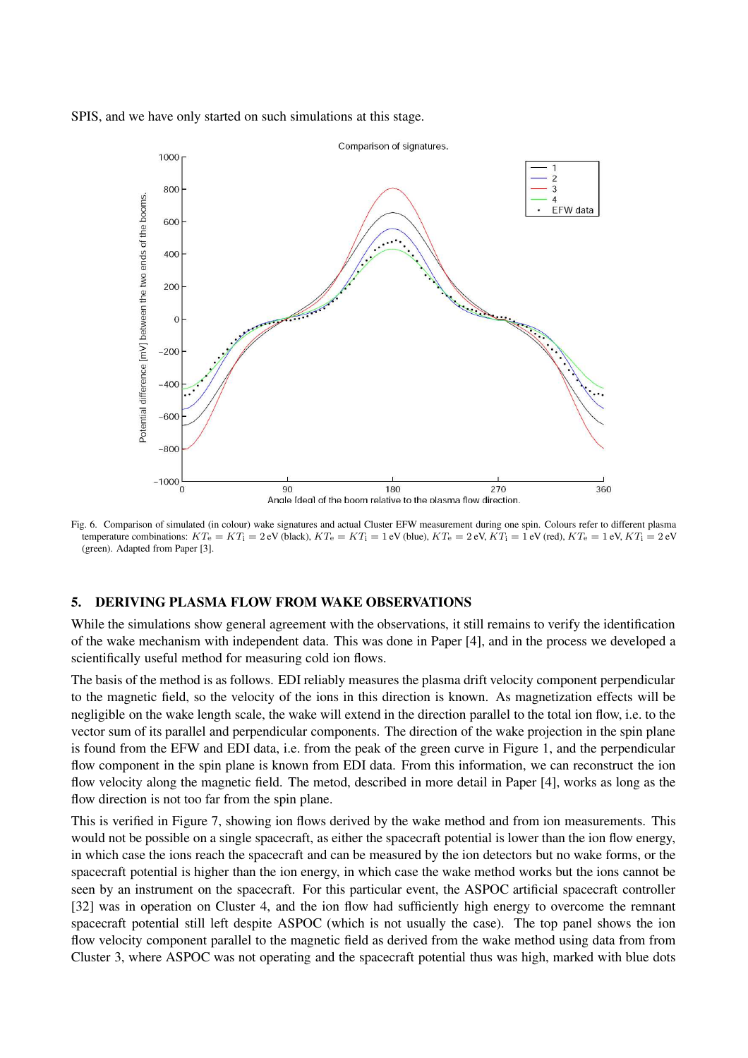SPIS, and we have only started on such simulations at this stage.

Fig. 6. Comparison of simulated (in colour) wake signatures and actual Cluster EFW measurement during one spin. Colours refer to different plasma temperature combinations: $KT_e = KT_i = 2$ eV (black), $KT_e = KT_i = 1$ eV (blue), $KT_e = 2$ eV, $KT_i = 1$ eV (red), $KT_e = 1$ eV, $KT_i = 2$ eV (green). Adapted from Paper [3].

## 5. DERIVING PLASMA FLOW FROM WAKE OBSERVATIONS

While the simulations show general agreement with the observations, it still remains to verify the identification of the wake mechanism with independent data. This was done in Paper [4], and in the process we developed a scientifically useful method for measuring cold ion flows.

The basis of the method is as follows. EDI reliably measures the plasma drift velocity component perpendicular to the magnetic field, so the velocity of the ions in this direction is known. As magnetization effects will be negligible on the wake length scale, the wake will extend in the direction parallel to the total ion flow, i.e. to the vector sum of its parallel and perpendicular components. The direction of the wake projection in the spin plane is found from the EFW and EDI data, i.e. from the peak of the green curve in Figure 1, and the perpendicular flow component in the spin plane is known from EDI data. From this information, we can reconstruct the ion flow velocity along the magnetic field. The metod, described in more detail in Paper [4], works as long as the flow direction is not too far from the spin plane.

This is verified in Figure 7, showing ion flows derived by the wake method and from ion measurements. This would not be possible on a single spacecraft, as either the spacecraft potential is lower than the ion flow energy, in which case the ions reach the spacecraft and can be measured by the ion detectors but no wake forms, or the spacecraft potential is higher than the ion energy, in which case the wake method works but the ions cannot be seen by an instrument on the spacecraft. For this particular event, the ASPOC artificial spacecraft controller [32] was in operation on Cluster 4, and the ion flow had sufficiently high energy to overcome the remnant spacecraft potential still left despite ASPOC (which is not usually the case). The top panel shows the ion flow velocity component parallel to the magnetic field as derived from the wake method using data from from Cluster 3, where ASPOC was not operating and the spacecraft potential thus was high, marked with blue dots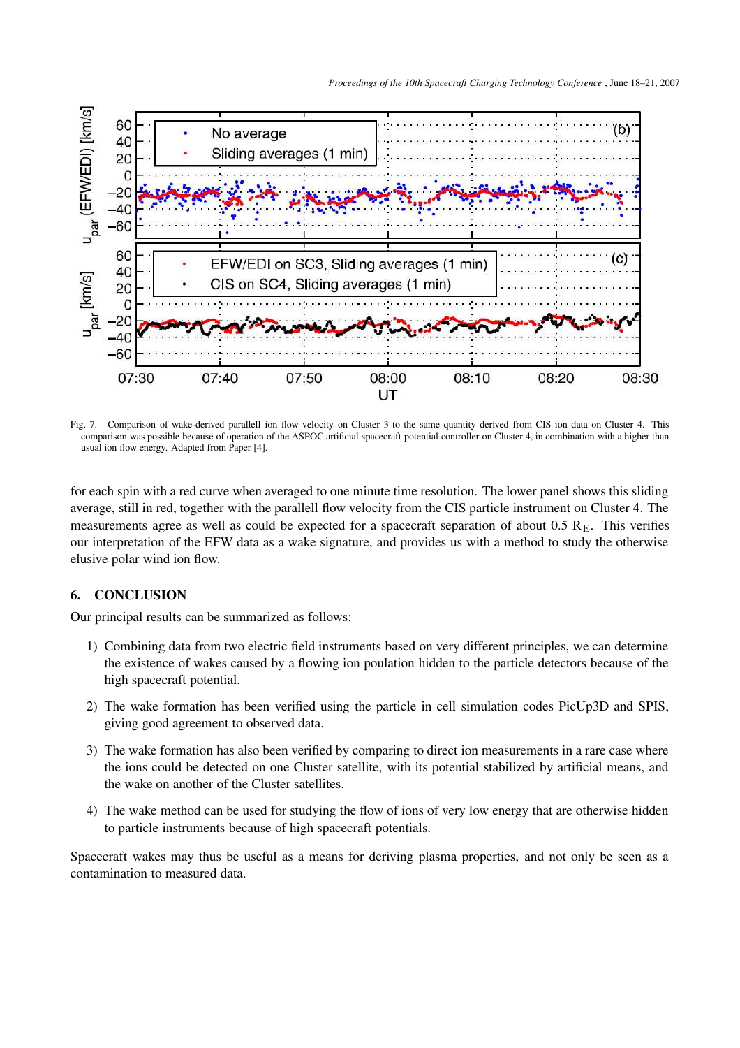Fig. 7. Comparison of wake-derived parallell ion flow velocity on Cluster 3 to the same quantity derived from CIS ion data on Cluster 4. This comparison was possible because of operation of the ASPOC artificial spacecraft potential controller on Cluster 4, in combination with a higher than usual ion flow energy. Adapted from Paper [4].

for each spin with a red curve when averaged to one minute time resolution. The lower panel shows this sliding average, still in red, together with the parallell flow velocity from the CIS particle instrument on Cluster 4. The measurements agree as well as could be expected for a spacecraft separation of about 0.5 $R_E$. This verifies our interpretation of the EFW data as a wake signature, and provides us with a method to study the otherwise elusive polar wind ion flow.

## 6. CONCLUSION

Our principal results can be summarized as follows:

1) Combining data from two electric field instruments based on very different principles, we can determine the existence of wakes caused by a flowing ion poulation hidden to the particle detectors because of the high spacecraft potential.
2) The wake formation has been verified using the particle in cell simulation codes PicUp3D and SPIS, giving good agreement to observed data.
3) The wake formation has also been verified by comparing to direct ion measurements in a rare case where the ions could be detected on one Cluster satellite, with its potential stabilized by artificial means, and the wake on another of the Cluster satellites.
4) The wake method can be used for studying the flow of ions of very low energy that are otherwise hidden to particle instruments because of high spacecraft potentials.

Spacecraft wakes may thus be useful as a means for deriving plasma properties, and not only be seen as a contamination to measured data.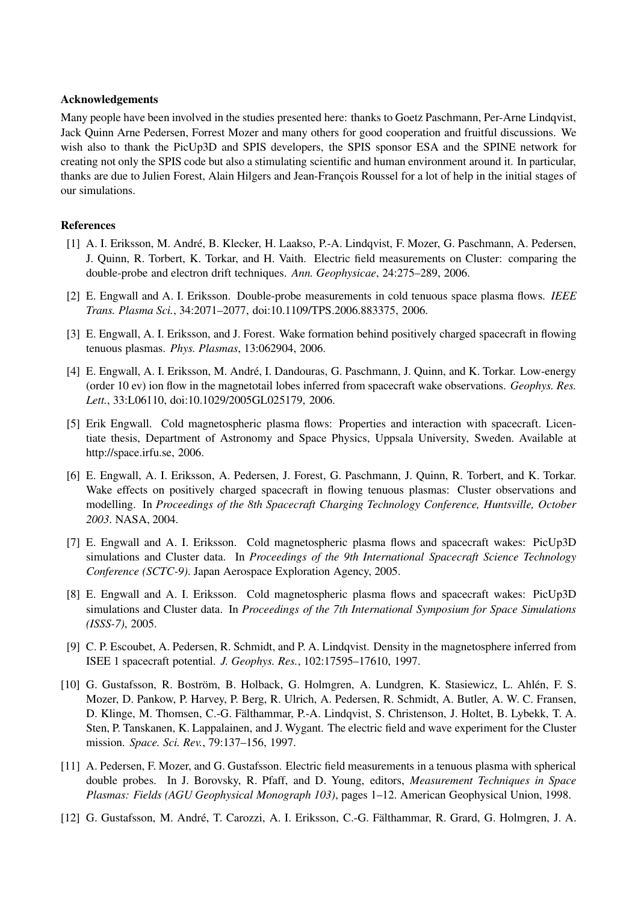### Acknowledgements

Many people have been involved in the studies presented here: thanks to Goetz Paschmann, Per-Arne Lindqvist, Jack Quinn Arne Pedersen, Forrest Mozer and many others for good cooperation and fruitful discussions. We wish also to thank the PicUp3D and SPIS developers, the SPIS sponsor ESA and the SPINE network for creating not only the SPIS code but also a stimulating scientific and human environment around it. In particular, thanks are due to Julien Forest, Alain Hilgers and Jean-François Roussel for a lot of help in the initial stages of our simulations.

### References

[1] A. I. Eriksson, M. André, B. Klecker, H. Laakso, P.-A. Lindqvist, F. Mozer, G. Paschmann, A. Pedersen, J. Quinn, R. Torbert, K. Torkar, and H. Vaith. Electric field measurements on Cluster: comparing the double-probe and electron drift techniques. *Ann. Geophysicae*, 24:275–289, 2006.

[2] E. Engwall and A. I. Eriksson. Double-probe measurements in cold tenuous space plasma flows. *IEEE Trans. Plasma Sci.*, 34:2071–2077, doi:10.1109/TPS.2006.883375, 2006.

[3] E. Engwall, A. I. Eriksson, and J. Forest. Wake formation behind positively charged spacecraft in flowing tenuous plasmas. *Phys. Plasmas*, 13:062904, 2006.

[4] E. Engwall, A. I. Eriksson, M. André, I. Dandouras, G. Paschmann, J. Quinn, and K. Torkar. Low-energy (order 10 ev) ion flow in the magnetotail lobes inferred from spacecraft wake observations. *Geophys. Res. Lett.*, 33:L06110, doi:10.1029/2005GL025179, 2006.

[5] Erik Engwall. Cold magnetospheric plasma flows: Properties and interaction with spacecraft. Licentiate thesis, Department of Astronomy and Space Physics, Uppsala University, Sweden. Available at http://space.irfu.se, 2006.

[6] E. Engwall, A. I. Eriksson, A. Pedersen, J. Forest, G. Paschmann, J. Quinn, R. Torbert, and K. Torkar. Wake effects on positively charged spacecraft in flowing tenuous plasmas: Cluster observations and modelling. In *Proceedings of the 8th Spacecraft Charging Technology Conference, Huntsville, October 2003*. NASA, 2004.

[7] E. Engwall and A. I. Eriksson. Cold magnetospheric plasma flows and spacecraft wakes: PicUp3D simulations and Cluster data. In *Proceedings of the 9th International Spacecraft Science Technology Conference (SCTC-9)*. Japan Aerospace Exploration Agency, 2005.

[8] E. Engwall and A. I. Eriksson. Cold magnetospheric plasma flows and spacecraft wakes: PicUp3D simulations and Cluster data. In *Proceedings of the 7th International Symposium for Space Simulations (ISSS-7)*, 2005.

[9] C. P. Escoubet, A. Pedersen, R. Schmidt, and P. A. Lindqvist. Density in the magnetosphere inferred from ISEE 1 spacecraft potential. *J. Geophys. Res.*, 102:17595–17610, 1997.

[10] G. Gustafsson, R. Boström, B. Holback, G. Holmgren, A. Lundgren, K. Stasiewicz, L. Ahlén, F. S. Mozer, D. Pankow, P. Harvey, P. Berg, R. Ulrich, A. Pedersen, R. Schmidt, A. Butler, A. W. C. Fransen, D. Klinge, M. Thomsen, C.-G. Fälthammar, P.-A. Lindqvist, S. Christenson, J. Holtet, B. Lybekk, T. A. Sten, P. Tanskanen, K. Lappalainen, and J. Wygant. The electric field and wave experiment for the Cluster mission. *Space. Sci. Rev.*, 79:137–156, 1997.

[11] A. Pedersen, F. Mozer, and G. Gustafsson. Electric field measurements in a tenuous plasma with spherical double probes. In J. Borovsky, R. Pfaff, and D. Young, editors, *Measurement Techniques in Space Plasmas: Fields (AGU Geophysical Monograph 103)*, pages 1–12. American Geophysical Union, 1998.

[12] G. Gustafsson, M. André, T. Carozzi, A. I. Eriksson, C.-G. Fälthammar, R. Grard, G. Holmgren, J. A.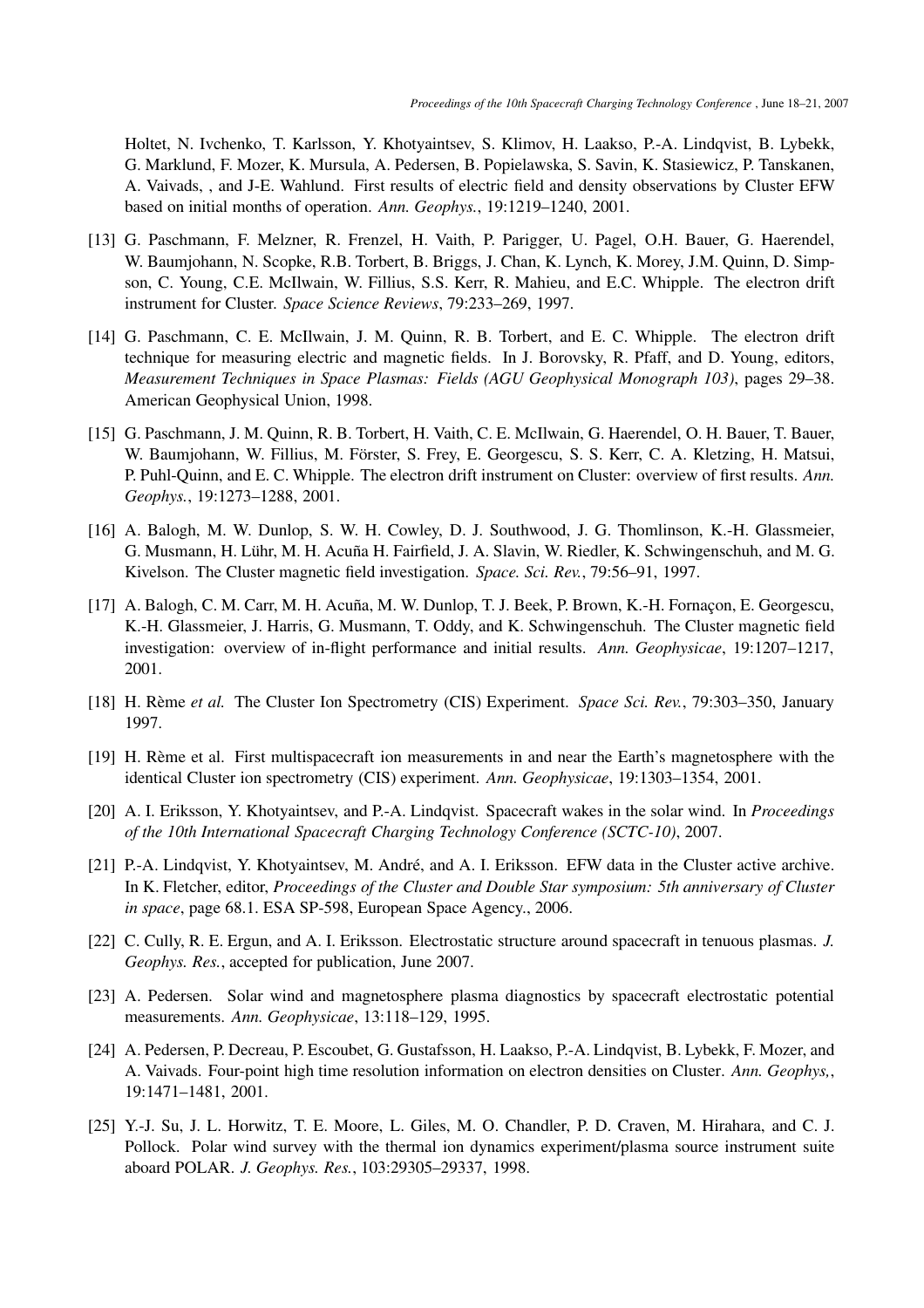Holtet, N. Ivchenko, T. Karlsson, Y. Khotyaintsev, S. Klimov, H. Laakso, P.-A. Lindqvist, B. Lybekk, G. Marklund, F. Mozer, K. Mursula, A. Pedersen, B. Popielawska, S. Savin, K. Stasiewicz, P. Tanskanen, A. Vaivads, , and J-E. Wahlund. First results of electric field and density observations by Cluster EFW based on initial months of operation. *Ann. Geophys.*, 19:1219–1240, 2001.

[13] G. Paschmann, F. Melzner, R. Frenzel, H. Vaith, P. Parigger, U. Pagel, O.H. Bauer, G. Haerendel, W. Baumjohann, N. Scopke, R.B. Torbert, B. Briggs, J. Chan, K. Lynch, K. Morey, J.M. Quinn, D. Simpson, C. Young, C.E. McIlwain, W. Fillius, S.S. Kerr, R. Mahieu, and E.C. Whipple. The electron drift instrument for Cluster. *Space Science Reviews*, 79:233–269, 1997.

[14] G. Paschmann, C. E. McIlwain, J. M. Quinn, R. B. Torbert, and E. C. Whipple. The electron drift technique for measuring electric and magnetic fields. In J. Borovsky, R. Pfaff, and D. Young, editors, *Measurement Techniques in Space Plasmas: Fields (AGU Geophysical Monograph 103)*, pages 29–38. American Geophysical Union, 1998.

[15] G. Paschmann, J. M. Quinn, R. B. Torbert, H. Vaith, C. E. McIlwain, G. Haerendel, O. H. Bauer, T. Bauer, W. Baumjohann, W. Fillius, M. Förster, S. Frey, E. Georgescu, S. S. Kerr, C. A. Kletzing, H. Matsui, P. Puhl-Quinn, and E. C. Whipple. The electron drift instrument on Cluster: overview of first results. *Ann. Geophys.*, 19:1273–1288, 2001.

[16] A. Balogh, M. W. Dunlop, S. W. H. Cowley, D. J. Southwood, J. G. Thomlinson, K.-H. Glassmeier, G. Musmann, H. Lühr, M. H. Acuña H. Fairfield, J. A. Slavin, W. Riedler, K. Schwingenschuh, and M. G. Kivelson. The Cluster magnetic field investigation. *Space. Sci. Rev.*, 79:56–91, 1997.

[17] A. Balogh, C. M. Carr, M. H. Acuña, M. W. Dunlop, T. J. Beek, P. Brown, K.-H. Fornaçon, E. Georgescu, K.-H. Glassmeier, J. Harris, G. Musmann, T. Oddy, and K. Schwingenschuh. The Cluster magnetic field investigation: overview of in-flight performance and initial results. *Ann. Geophysicae*, 19:1207–1217, 2001.

[18] H. Rème *et al.* The Cluster Ion Spectrometry (CIS) Experiment. *Space Sci. Rev.*, 79:303–350, January 1997.

[19] H. Rème et al. First multispacecraft ion measurements in and near the Earth's magnetosphere with the identical Cluster ion spectrometry (CIS) experiment. *Ann. Geophysicae*, 19:1303–1354, 2001.

[20] A. I. Eriksson, Y. Khotyaintsev, and P.-A. Lindqvist. Spacecraft wakes in the solar wind. In *Proceedings of the 10th International Spacecraft Charging Technology Conference (SCTC-10)*, 2007.

[21] P.-A. Lindqvist, Y. Khotyaintsev, M. André, and A. I. Eriksson. EFW data in the Cluster active archive. In K. Fletcher, editor, *Proceedings of the Cluster and Double Star symposium: 5th anniversary of Cluster in space*, page 68.1. ESA SP-598, European Space Agency., 2006.

[22] C. Cully, R. E. Ergun, and A. I. Eriksson. Electrostatic structure around spacecraft in tenuous plasmas. *J. Geophys. Res.*, accepted for publication, June 2007.

[23] A. Pedersen. Solar wind and magnetosphere plasma diagnostics by spacecraft electrostatic potential measurements. *Ann. Geophysicae*, 13:118–129, 1995.

[24] A. Pedersen, P. Decreau, P. Escoubet, G. Gustafsson, H. Laakso, P.-A. Lindqvist, B. Lybekk, F. Mozer, and A. Vaivads. Four-point high time resolution information on electron densities on Cluster. *Ann. Geophys,*, 19:1471–1481, 2001.

[25] Y.-J. Su, J. L. Horwitz, T. E. Moore, L. Giles, M. O. Chandler, P. D. Craven, M. Hirahara, and C. J. Pollock. Polar wind survey with the thermal ion dynamics experiment/plasma source instrument suite aboard POLAR. *J. Geophys. Res.*, 103:29305–29337, 1998.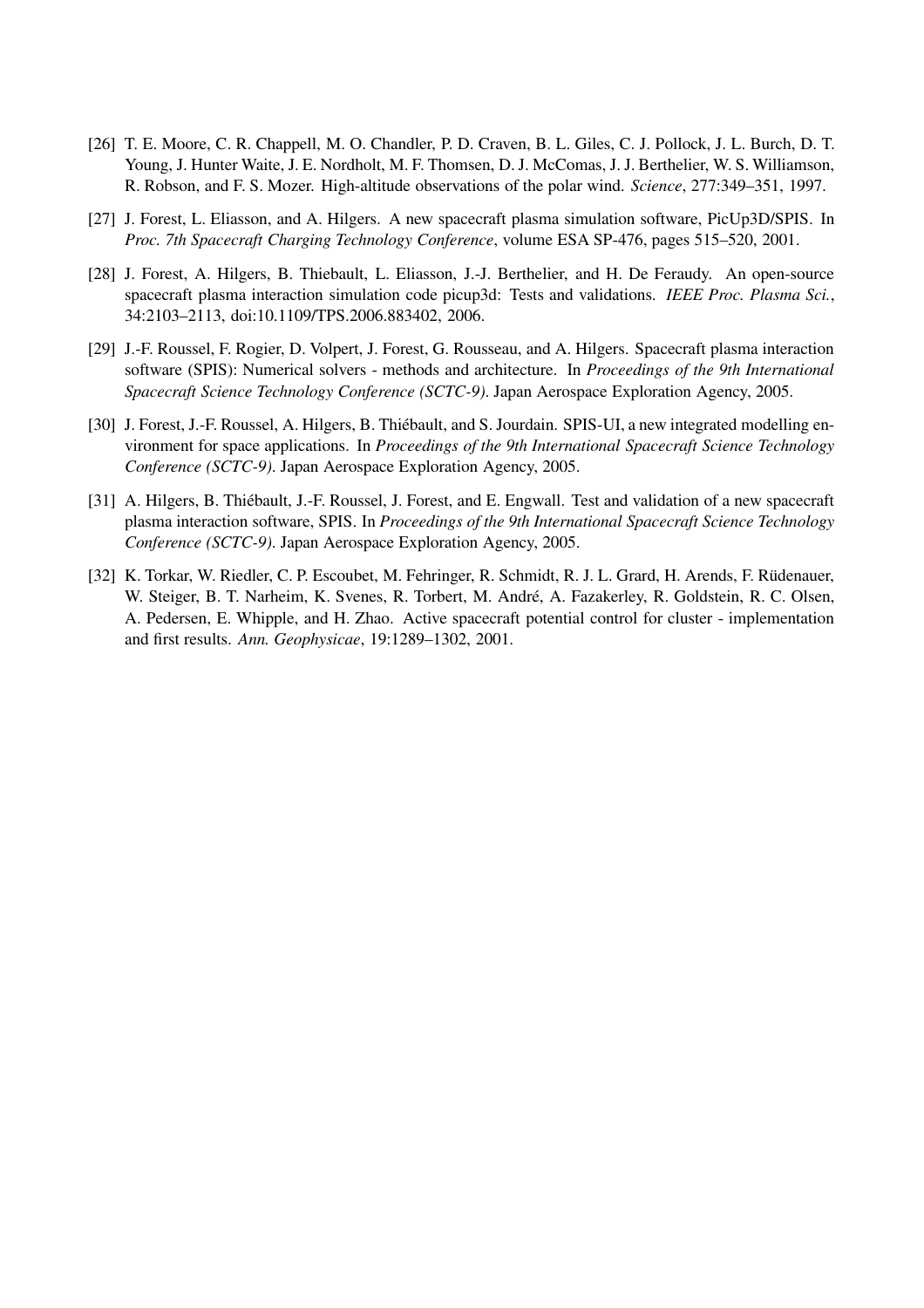[26] T. E. Moore, C. R. Chappell, M. O. Chandler, P. D. Craven, B. L. Giles, C. J. Pollock, J. L. Burch, D. T. Young, J. Hunter Waite, J. E. Nordholt, M. F. Thomsen, D. J. McComas, J. J. Berthelier, W. S. Williamson, R. Robson, and F. S. Mozer. High-altitude observations of the polar wind. *Science*, 277:349–351, 1997.

[27] J. Forest, L. Eliasson, and A. Hilgers. A new spacecraft plasma simulation software, PicUp3D/SPIS. In *Proc. 7th Spacecraft Charging Technology Conference*, volume ESA SP-476, pages 515–520, 2001.

[28] J. Forest, A. Hilgers, B. Thiebault, L. Eliasson, J.-J. Berthelier, and H. De Feraudy. An open-source spacecraft plasma interaction simulation code picup3d: Tests and validations. *IEEE Proc. Plasma Sci.*, 34:2103–2113, doi:10.1109/TPS.2006.883402, 2006.

[29] J.-F. Roussel, F. Rogier, D. Volpert, J. Forest, G. Rousseau, and A. Hilgers. Spacecraft plasma interaction software (SPIS): Numerical solvers - methods and architecture. In *Proceedings of the 9th International Spacecraft Science Technology Conference (SCTC-9)*. Japan Aerospace Exploration Agency, 2005.

[30] J. Forest, J.-F. Roussel, A. Hilgers, B. Thiébault, and S. Jourdain. SPIS-UI, a new integrated modelling environment for space applications. In *Proceedings of the 9th International Spacecraft Science Technology Conference (SCTC-9)*. Japan Aerospace Exploration Agency, 2005.

[31] A. Hilgers, B. Thiébault, J.-F. Roussel, J. Forest, and E. Engwall. Test and validation of a new spacecraft plasma interaction software, SPIS. In *Proceedings of the 9th International Spacecraft Science Technology Conference (SCTC-9)*. Japan Aerospace Exploration Agency, 2005.

[32] K. Torkar, W. Riedler, C. P. Escoubet, M. Fehringer, R. Schmidt, R. J. L. Grard, H. Arends, F. Rüdenauer, W. Steiger, B. T. Narheim, K. Svenes, R. Torbert, M. André, A. Fazakerley, R. Goldstein, R. C. Olsen, A. Pedersen, E. Whipple, and H. Zhao. Active spacecraft potential control for cluster - implementation and first results. *Ann. Geophysicae*, 19:1289–1302, 2001.